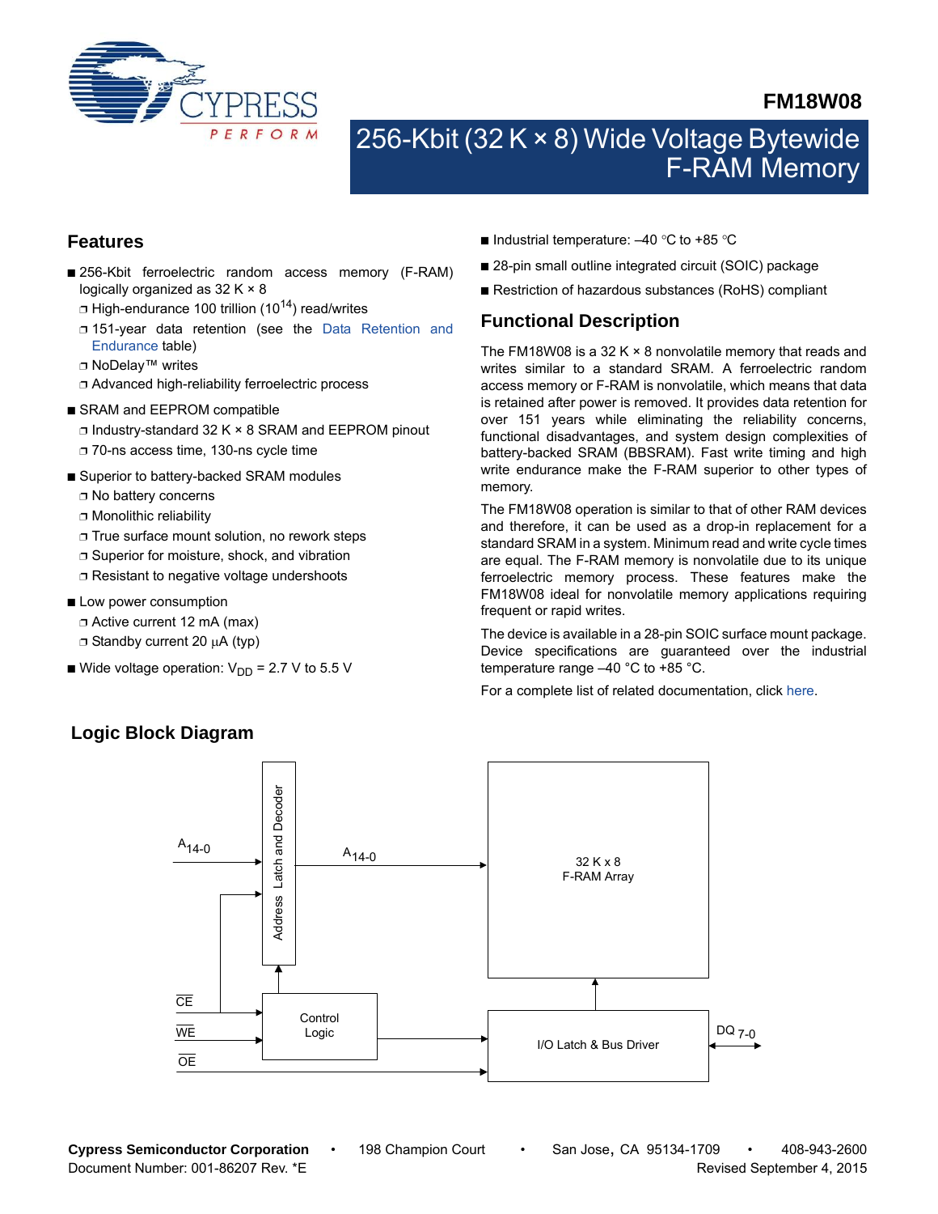**FM18W08**

# 256-Kbit (32 K × 8) Wide Voltage Bytewide F-RAM Memory

## Features

- 256-Kbit ferroelectric random access memory (F-RAM) logically organized as 32 K × 8
  - High-endurance 100 trillion ($10^{14}$) read/writes
  - 151-year data retention (see the Data Retention and Endurance table)
  - NoDelay™ writes
  - Advanced high-reliability ferroelectric process
- SRAM and EEPROM compatible
  - Industry-standard 32 K × 8 SRAM and EEPROM pinout
  - 70-ns access time, 130-ns cycle time
- Superior to battery-backed SRAM modules
  - No battery concerns
  - Monolithic reliability
  - True surface mount solution, no rework steps
  - Superior for moisture, shock, and vibration
  - Resistant to negative voltage undershoots
- Low power consumption
  - Active current 12 mA (max)
  - Standby current 20 µA (typ)
- Wide voltage operation: $V_{DD}$ = 2.7 V to 5.5 V
- Industrial temperature: –40 °C to +85 °C
- 28-pin small outline integrated circuit (SOIC) package
- Restriction of hazardous substances (RoHS) compliant

## Functional Description

The FM18W08 is a 32 K × 8 nonvolatile memory that reads and writes similar to a standard SRAM. A ferroelectric random access memory or F-RAM is nonvolatile, which means that data is retained after power is removed. It provides data retention for over 151 years while eliminating the reliability concerns, functional disadvantages, and system design complexities of battery-backed SRAM (BBSRAM). Fast write timing and high write endurance make the F-RAM superior to other types of memory.

The FM18W08 operation is similar to that of other RAM devices and therefore, it can be used as a drop-in replacement for a standard SRAM in a system. Minimum read and write cycle times are equal. The F-RAM memory is nonvolatile due to its unique ferroelectric memory process. These features make the FM18W08 ideal for nonvolatile memory applications requiring frequent or rapid writes.

The device is available in a 28-pin SOIC surface mount package. Device specifications are guaranteed over the industrial temperature range –40 °C to +85 °C.

For a complete list of related documentation, click here.

## Logic Block Diagram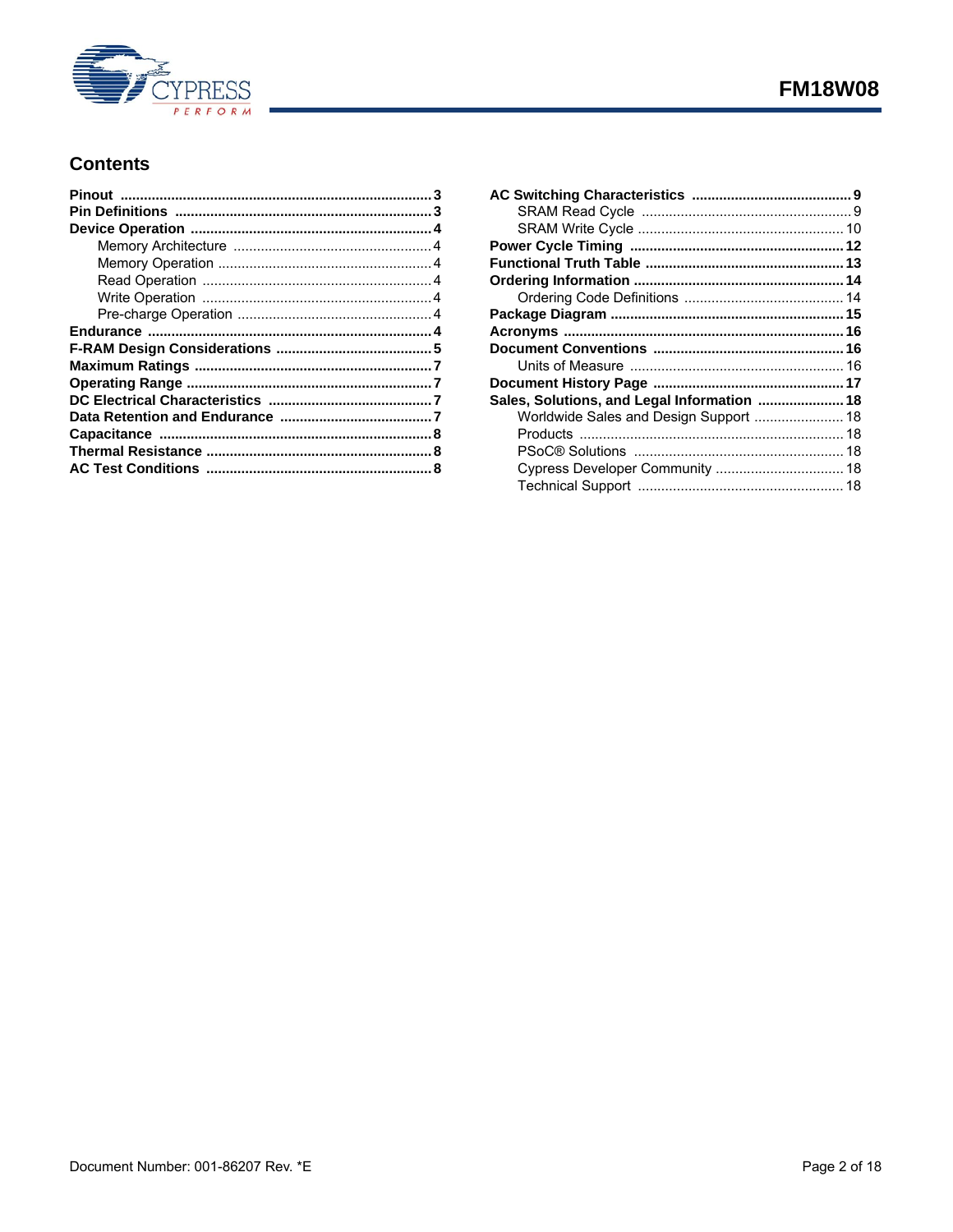## Contents

- **Pinout** .......... 3
- **Pin Definitions** .......... 3
- **Device Operation** .......... 4
  - Memory Architecture .......... 4
  - Memory Operation .......... 4
  - Read Operation .......... 4
  - Write Operation .......... 4
  - Pre-charge Operation .......... 4
- **Endurance** .......... 4
- **F-RAM Design Considerations** .......... 5
- **Maximum Ratings** .......... 7
- **Operating Range** .......... 7
- **DC Electrical Characteristics** .......... 7
- **Data Retention and Endurance** .......... 7
- **Capacitance** .......... 8
- **Thermal Resistance** .......... 8
- **AC Test Conditions** .......... 8
- **AC Switching Characteristics** .......... 9
  - SRAM Read Cycle .......... 9
  - SRAM Write Cycle .......... 10
- **Power Cycle Timing** .......... 12
- **Functional Truth Table** .......... 13
- **Ordering Information** .......... 14
  - Ordering Code Definitions .......... 14
- **Package Diagram** .......... 15
- **Acronyms** .......... 16
- **Document Conventions** .......... 16
  - Units of Measure .......... 16
- **Document History Page** .......... 17
- **Sales, Solutions, and Legal Information** .......... 18
  - Worldwide Sales and Design Support .......... 18
  - Products .......... 18
  - PSoC® Solutions .......... 18
  - Cypress Developer Community .......... 18
  - Technical Support .......... 18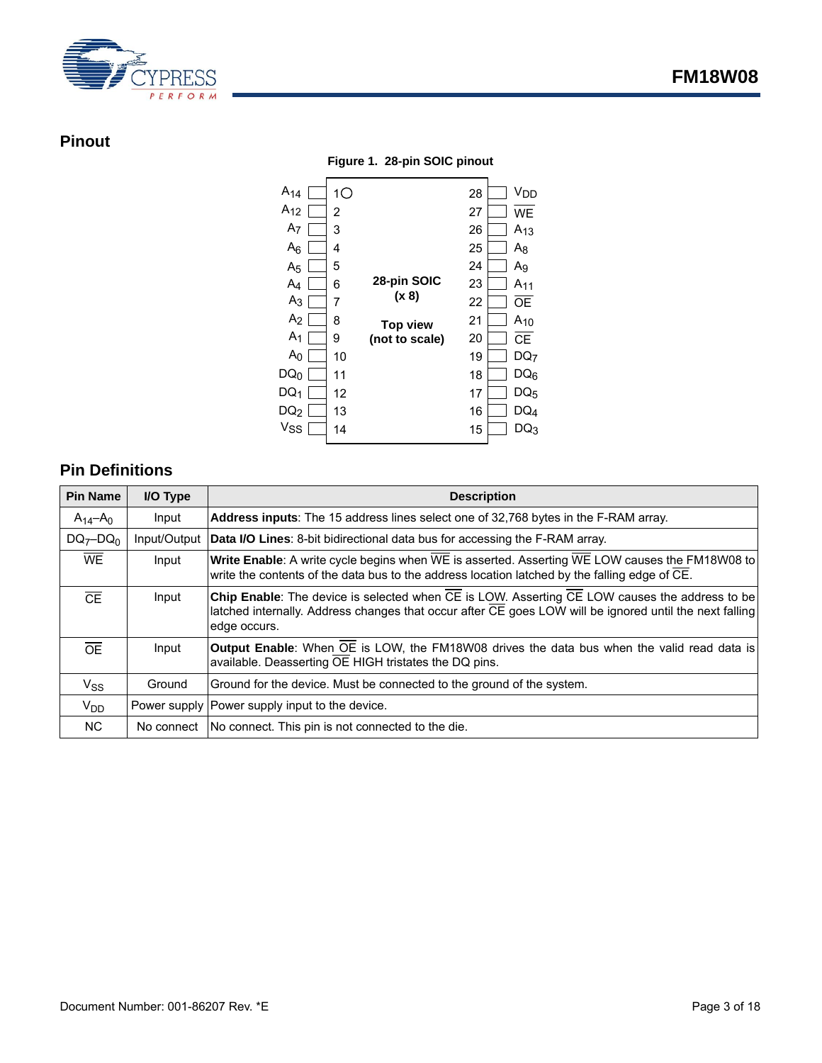## Pinout

**Figure 1. 28-pin SOIC pinout**

| Pin Name | Pin | Pin | Pin Name |
|---|---|---|---|
| $A_{14}$ | 1 | 28 | $V_{DD}$ |
| $A_{12}$ | 2 | 27 | $\overline{WE}$ |
| $A_7$ | 3 | 26 | $A_{13}$ |
| $A_6$ | 4 | 25 | $A_8$ |
| $A_5$ | 5 | 24 | $A_9$ |
| $A_4$ | 6 | 23 | $A_{11}$ |
| $A_3$ | 7 | 22 | $\overline{OE}$ |
| $A_2$ | 8 | 21 | $A_{10}$ |
| $A_1$ | 9 | 20 | $\overline{CE}$ |
| $A_0$ | 10 | 19 | $DQ_7$ |
| $DQ_0$ | 11 | 18 | $DQ_6$ |
| $DQ_1$ | 12 | 17 | $DQ_5$ |
| $DQ_2$ | 13 | 16 | $DQ_4$ |
| $V_{SS}$ | 14 | 15 | $DQ_3$ |

28-pin SOIC (x 8)

Top view (not to scale)

## Pin Definitions

| Pin Name | I/O Type | Description |
|---|---|---|
| $A_{14}$–$A_0$ | Input | **Address inputs**: The 15 address lines select one of 32,768 bytes in the F-RAM array. |
| $DQ_7$–$DQ_0$ | Input/Output | **Data I/O Lines**: 8-bit bidirectional data bus for accessing the F-RAM array. |
| $\overline{WE}$ | Input | **Write Enable**: A write cycle begins when $\overline{WE}$ is asserted. Asserting $\overline{WE}$ LOW causes the FM18W08 to write the contents of the data bus to the address location latched by the falling edge of $\overline{CE}$. |
| $\overline{CE}$ | Input | **Chip Enable**: The device is selected when $\overline{CE}$ is LOW. Asserting $\overline{CE}$ LOW causes the address to be latched internally. Address changes that occur after $\overline{CE}$ goes LOW will be ignored until the next falling edge occurs. |
| $\overline{OE}$ | Input | **Output Enable**: When $\overline{OE}$ is LOW, the FM18W08 drives the data bus when the valid read data is available. Deasserting $\overline{OE}$ HIGH tristates the DQ pins. |
| $V_{SS}$ | Ground | Ground for the device. Must be connected to the ground of the system. |
| $V_{DD}$ | Power supply | Power supply input to the device. |
| NC | No connect | No connect. This pin is not connected to the die. |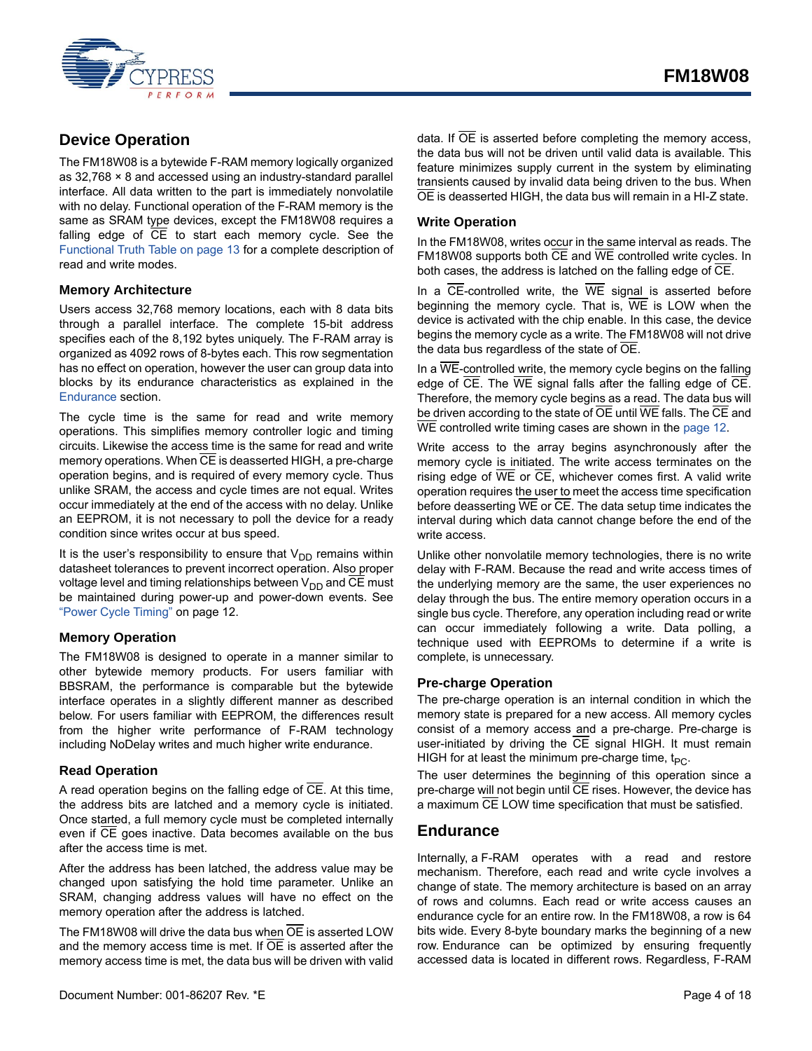## Device Operation

The FM18W08 is a bytewide F-RAM memory logically organized as 32,768 × 8 and accessed using an industry-standard parallel interface. All data written to the part is immediately nonvolatile with no delay. Functional operation of the F-RAM memory is the same as SRAM type devices, except the FM18W08 requires a falling edge of $\overline{CE}$ to start each memory cycle. See the Functional Truth Table on page 13 for a complete description of read and write modes.

### Memory Architecture

Users access 32,768 memory locations, each with 8 data bits through a parallel interface. The complete 15-bit address specifies each of the 8,192 bytes uniquely. The F-RAM array is organized as 4092 rows of 8-bytes each. This row segmentation has no effect on operation, however the user can group data into blocks by its endurance characteristics as explained in the Endurance section.

The cycle time is the same for read and write memory operations. This simplifies memory controller logic and timing circuits. Likewise the access time is the same for read and write memory operations. When $\overline{CE}$ is deasserted HIGH, a pre-charge operation begins, and is required of every memory cycle. Thus unlike SRAM, the access and cycle times are not equal. Writes occur immediately at the end of the access with no delay. Unlike an EEPROM, it is not necessary to poll the device for a ready condition since writes occur at bus speed.

It is the user's responsibility to ensure that $V_{DD}$ remains within datasheet tolerances to prevent incorrect operation. Also proper voltage level and timing relationships between $V_{DD}$ and $\overline{CE}$ must be maintained during power-up and power-down events. See "Power Cycle Timing" on page 12.

### Memory Operation

The FM18W08 is designed to operate in a manner similar to other bytewide memory products. For users familiar with BBSRAM, the performance is comparable but the bytewide interface operates in a slightly different manner as described below. For users familiar with EEPROM, the differences result from the higher write performance of F-RAM technology including NoDelay writes and much higher write endurance.

### Read Operation

A read operation begins on the falling edge of $\overline{CE}$. At this time, the address bits are latched and a memory cycle is initiated. Once started, a full memory cycle must be completed internally even if $\overline{CE}$ goes inactive. Data becomes available on the bus after the access time is met.

After the address has been latched, the address value may be changed upon satisfying the hold time parameter. Unlike an SRAM, changing address values will have no effect on the memory operation after the address is latched.

The FM18W08 will drive the data bus when $\overline{OE}$ is asserted LOW and the memory access time is met. If $\overline{OE}$ is asserted after the memory access time is met, the data bus will be driven with valid data. If $\overline{OE}$ is asserted before completing the memory access, the data bus will not be driven until valid data is available. This feature minimizes supply current in the system by eliminating transients caused by invalid data being driven to the bus. When $\overline{OE}$ is deasserted HIGH, the data bus will remain in a HI-Z state.

### Write Operation

In the FM18W08, writes occur in the same interval as reads. The FM18W08 supports both $\overline{CE}$ and $\overline{WE}$ controlled write cycles. In both cases, the address is latched on the falling edge of $\overline{CE}$.

In a $\overline{CE}$-controlled write, the $\overline{WE}$ signal is asserted before beginning the memory cycle. That is, $\overline{WE}$ is LOW when the device is activated with the chip enable. In this case, the device begins the memory cycle as a write. The FM18W08 will not drive the data bus regardless of the state of $\overline{OE}$.

In a $\overline{WE}$-controlled write, the memory cycle begins on the falling edge of $\overline{CE}$. The $\overline{WE}$ signal falls after the falling edge of $\overline{CE}$. Therefore, the memory cycle begins as a read. The data bus will be driven according to the state of $\overline{OE}$ until $\overline{WE}$ falls. The $\overline{CE}$ and $\overline{WE}$ controlled write timing cases are shown in the page 12.

Write access to the array begins asynchronously after the memory cycle is initiated. The write access terminates on the rising edge of $\overline{WE}$ or $\overline{CE}$, whichever comes first. A valid write operation requires the user to meet the access time specification before deasserting $\overline{WE}$ or $\overline{CE}$. The data setup time indicates the interval during which data cannot change before the end of the write access.

Unlike other nonvolatile memory technologies, there is no write delay with F-RAM. Because the read and write access times of the underlying memory are the same, the user experiences no delay through the bus. The entire memory operation occurs in a single bus cycle. Therefore, any operation including read or write can occur immediately following a write. Data polling, a technique used with EEPROMs to determine if a write is complete, is unnecessary.

### Pre-charge Operation

The pre-charge operation is an internal condition in which the memory state is prepared for a new access. All memory cycles consist of a memory access and a pre-charge. Pre-charge is user-initiated by driving the $\overline{CE}$ signal HIGH. It must remain HIGH for at least the minimum pre-charge time, $t_{PC}$.

The user determines the beginning of this operation since a pre-charge will not begin until $\overline{CE}$ rises. However, the device has a maximum $\overline{CE}$ LOW time specification that must be satisfied.

## Endurance

Internally, a F-RAM operates with a read and restore mechanism. Therefore, each read and write cycle involves a change of state. The memory architecture is based on an array of rows and columns. Each read or write access causes an endurance cycle for an entire row. In the FM18W08, a row is 64 bits wide. Every 8-byte boundary marks the beginning of a new row. Endurance can be optimized by ensuring frequently accessed data is located in different rows. Regardless, F-RAM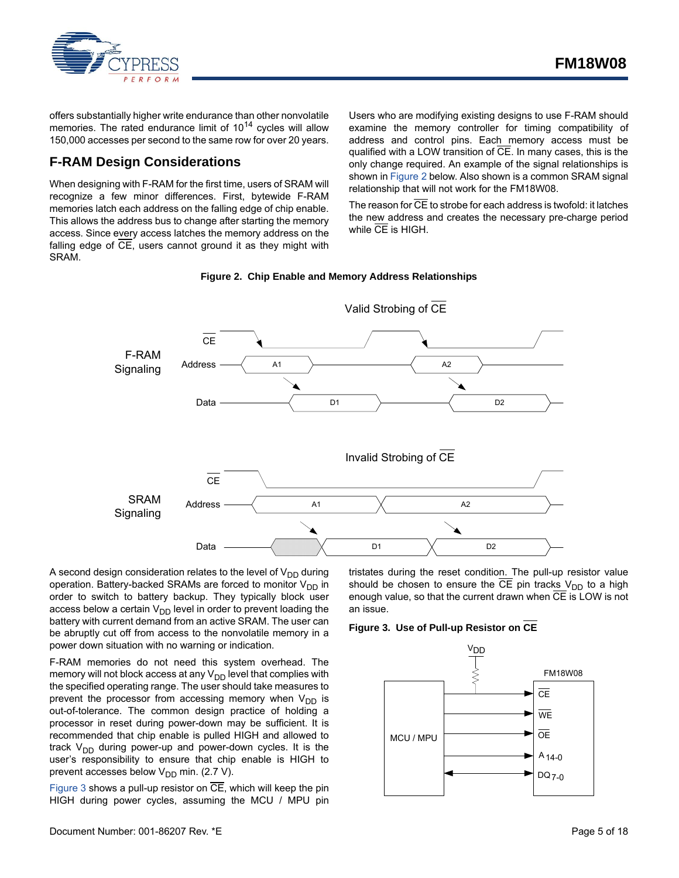offers substantially higher write endurance than other nonvolatile memories. The rated endurance limit of $10^{14}$ cycles will allow 150,000 accesses per second to the same row for over 20 years.

## F-RAM Design Considerations

When designing with F-RAM for the first time, users of SRAM will recognize a few minor differences. First, bytewide F-RAM memories latch each address on the falling edge of chip enable. This allows the address bus to change after starting the memory access. Since every access latches the memory address on the falling edge of $\overline{CE}$, users cannot ground it as they might with SRAM.

Users who are modifying existing designs to use F-RAM should examine the memory controller for timing compatibility of address and control pins. Each memory access must be qualified with a LOW transition of $\overline{CE}$. In many cases, this is the only change required. An example of the signal relationships is shown in Figure 2 below. Also shown is a common SRAM signal relationship that will not work for the FM18W08.

The reason for $\overline{CE}$ to strobe for each address is twofold: it latches the new address and creates the necessary pre-charge period while $\overline{CE}$ is HIGH.

**Figure 2. Chip Enable and Memory Address Relationships**

A second design consideration relates to the level of $V_{DD}$ during operation. Battery-backed SRAMs are forced to monitor $V_{DD}$ in order to switch to battery backup. They typically block user access below a certain $V_{DD}$ level in order to prevent loading the battery with current demand from an active SRAM. The user can be abruptly cut off from access to the nonvolatile memory in a power down situation with no warning or indication.

F-RAM memories do not need this system overhead. The memory will not block access at any $V_{DD}$ level that complies with the specified operating range. The user should take measures to prevent the processor from accessing memory when $V_{DD}$ is out-of-tolerance. The common design practice of holding a processor in reset during power-down may be sufficient. It is recommended that chip enable is pulled HIGH and allowed to track $V_{DD}$ during power-up and power-down cycles. It is the user's responsibility to ensure that chip enable is HIGH to prevent accesses below $V_{DD}$ min. (2.7 V).

Figure 3 shows a pull-up resistor on $\overline{CE}$, which will keep the pin HIGH during power cycles, assuming the MCU / MPU pin tristates during the reset condition. The pull-up resistor value should be chosen to ensure the $\overline{CE}$ pin tracks $V_{DD}$ to a high enough value, so that the current drawn when $\overline{CE}$ is LOW is not an issue.

**Figure 3. Use of Pull-up Resistor on $\overline{CE}$**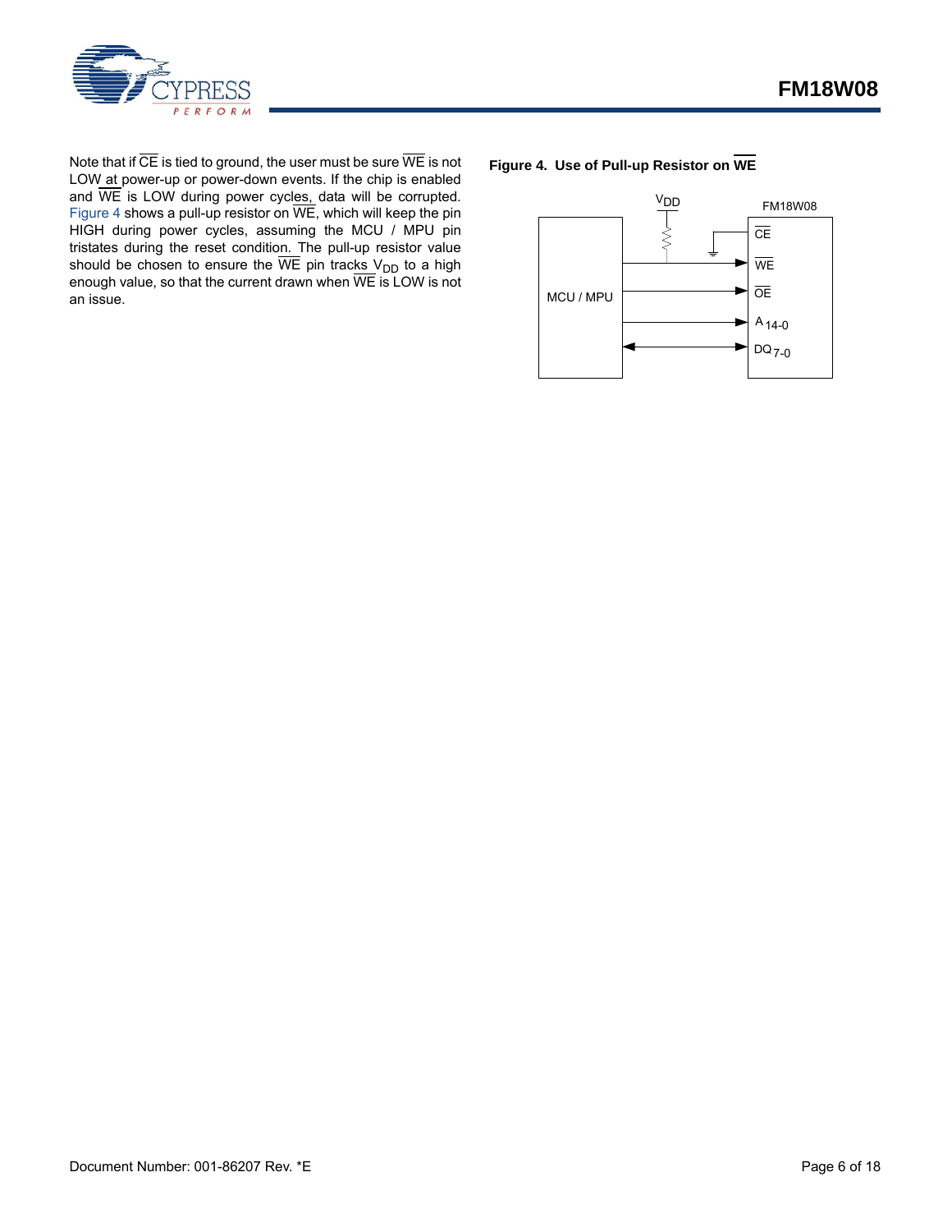Note that if $\overline{CE}$ is tied to ground, the user must be sure $\overline{WE}$ is not LOW at power-up or power-down events. If the chip is enabled and $\overline{WE}$ is LOW during power cycles, data will be corrupted. Figure 4 shows a pull-up resistor on $\overline{WE}$, which will keep the pin HIGH during power cycles, assuming the MCU / MPU pin tristates during the reset condition. The pull-up resistor value should be chosen to ensure the $\overline{WE}$ pin tracks $V_{DD}$ to a high enough value, so that the current drawn when $\overline{WE}$ is LOW is not an issue.

**Figure 4. Use of Pull-up Resistor on $\overline{WE}$**

$V_{DD}$

FM18W08

MCU / MPU

$\overline{CE}$

$\overline{WE}$

$\overline{OE}$

$A_{14-0}$

$DQ_{7-0}$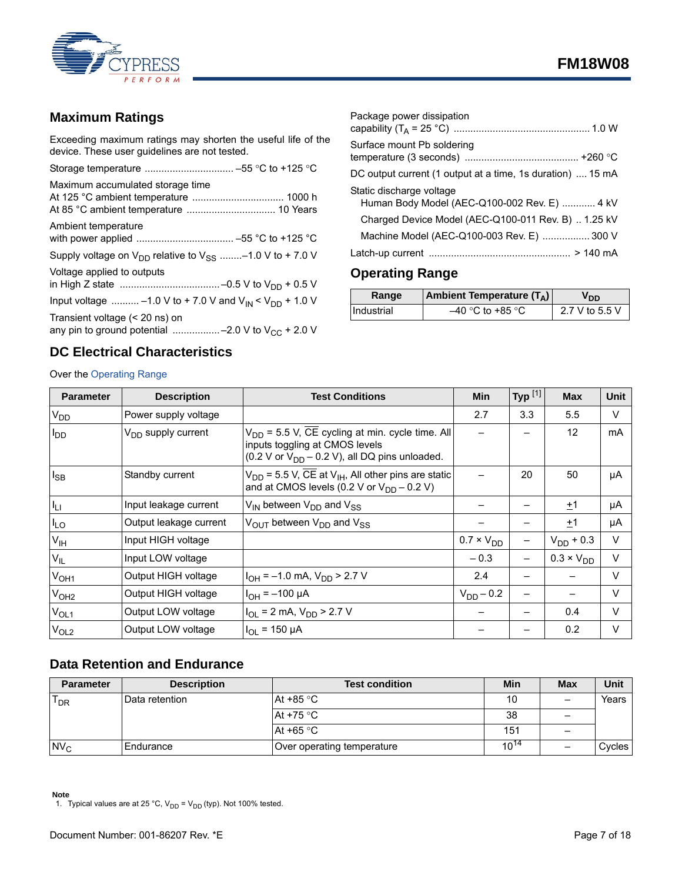## Maximum Ratings

Exceeding maximum ratings may shorten the useful life of the device. These user guidelines are not tested.

Storage temperature ................................ –55 °C to +125 °C

Maximum accumulated storage time
At 125 °C ambient temperature ................................ 1000 h
At 85 °C ambient temperature ................................ 10 Years

Ambient temperature
with power applied .................................. –55 °C to +125 °C

Supply voltage on $V_{DD}$ relative to $V_{SS}$ ........–1.0 V to + 7.0 V

Voltage applied to outputs
in High Z state .................................... –0.5 V to $V_{DD}$ + 0.5 V

Input voltage .......... –1.0 V to + 7.0 V and $V_{IN} < V_{DD}$ + 1.0 V

Transient voltage (< 20 ns) on
any pin to ground potential ................ –2.0 V to $V_{CC}$ + 2.0 V

Package power dissipation
capability ($T_A$ = 25 °C) ................................................ 1.0 W

Surface mount Pb soldering
temperature (3 seconds) ........................................ +260 °C

DC output current (1 output at a time, 1s duration) .... 15 mA

Static discharge voltage
- Human Body Model (AEC-Q100-002 Rev. E) ............ 4 kV
- Charged Device Model (AEC-Q100-011 Rev. B) .. 1.25 kV
- Machine Model (AEC-Q100-003 Rev. E) ................. 300 V

Latch-up current .................................................. > 140 mA

## Operating Range

| Range | Ambient Temperature ($T_A$) | $V_{DD}$ |
|---|---|---|
| Industrial | –40 °C to +85 °C | 2.7 V to 5.5 V |

## DC Electrical Characteristics

Over the Operating Range

| Parameter | Description | Test Conditions | Min | Typ [1] | Max | Unit |
|---|---|---|---|---|---|---|
| $V_{DD}$ | Power supply voltage | | 2.7 | 3.3 | 5.5 | V |
| $I_{DD}$ | $V_{DD}$ supply current | $V_{DD}$ = 5.5 V, $\overline{CE}$ cycling at min. cycle time. All inputs toggling at CMOS levels (0.2 V or $V_{DD}$ – 0.2 V), all DQ pins unloaded. | – | – | 12 | mA |
| $I_{SB}$ | Standby current | $V_{DD}$ = 5.5 V, $\overline{CE}$ at $V_{IH}$, All other pins are static and at CMOS levels (0.2 V or $V_{DD}$ – 0.2 V) | – | 20 | 50 | µA |
| $I_{LI}$ | Input leakage current | $V_{IN}$ between $V_{DD}$ and $V_{SS}$ | – | – | ±1 | µA |
| $I_{LO}$ | Output leakage current | $V_{OUT}$ between $V_{DD}$ and $V_{SS}$ | – | – | ±1 | µA |
| $V_{IH}$ | Input HIGH voltage | | 0.7 × $V_{DD}$ | – | $V_{DD}$ + 0.3 | V |
| $V_{IL}$ | Input LOW voltage | | – 0.3 | – | 0.3 × $V_{DD}$ | V |
| $V_{OH1}$ | Output HIGH voltage | $I_{OH}$ = –1.0 mA, $V_{DD}$ > 2.7 V | 2.4 | – | – | V |
| $V_{OH2}$ | Output HIGH voltage | $I_{OH}$ = –100 µA | $V_{DD}$ – 0.2 | – | – | V |
| $V_{OL1}$ | Output LOW voltage | $I_{OL}$ = 2 mA, $V_{DD}$ > 2.7 V | – | – | 0.4 | V |
| $V_{OL2}$ | Output LOW voltage | $I_{OL}$ = 150 µA | – | – | 0.2 | V |

## Data Retention and Endurance

| Parameter | Description | Test condition | Min | Max | Unit |
|---|---|---|---|---|---|
| $T_{DR}$ | Data retention | At +85 °C | 10 | – | Years |
| | | At +75 °C | 38 | – | |
| | | At +65 °C | 151 | – | |
| $NV_C$ | Endurance | Over operating temperature | $10^{14}$ | – | Cycles |

**Note**
1. Typical values are at 25 °C, $V_{DD}$ = $V_{DD}$ (typ). Not 100% tested.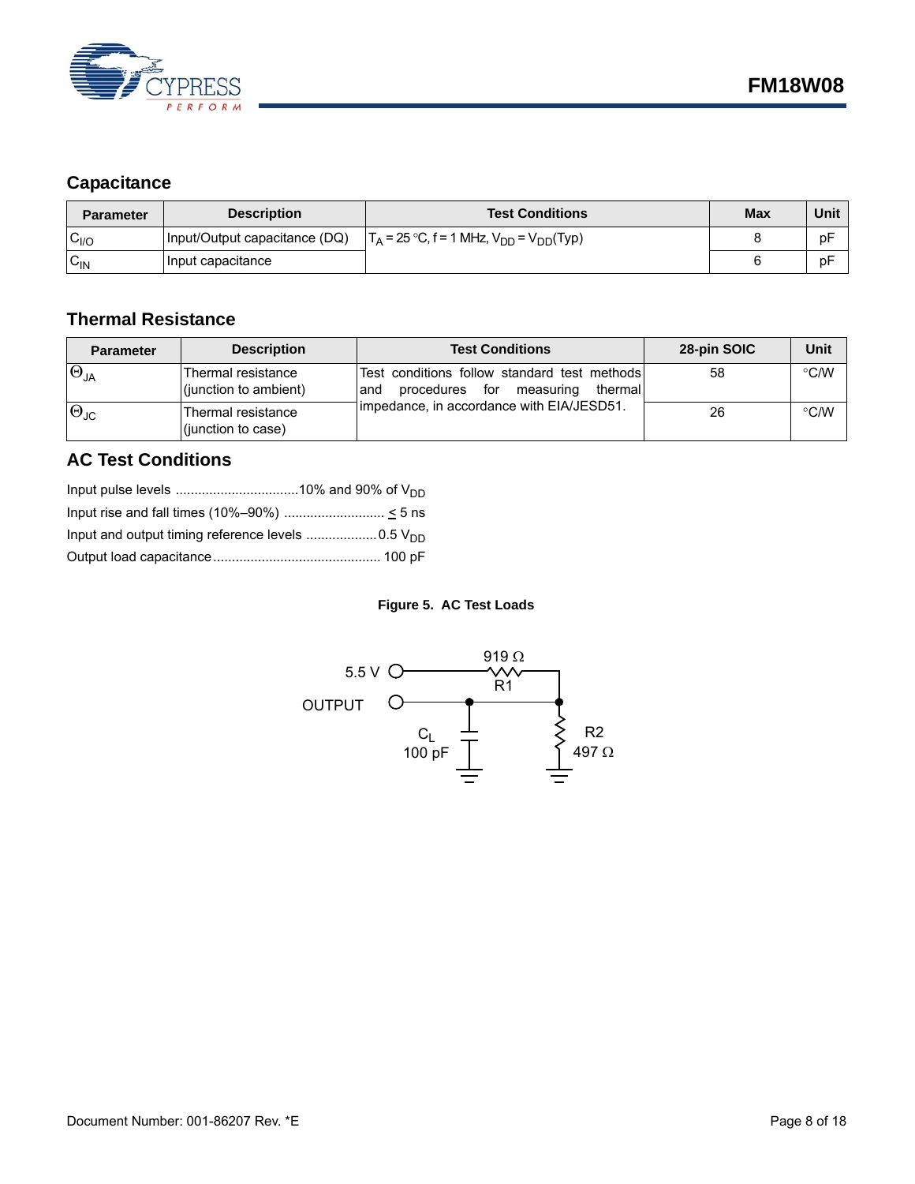## Capacitance

| Parameter | Description | Test Conditions | Max | Unit |
|---|---|---|---|---|
| $C_{I/O}$ | Input/Output capacitance (DQ) | $T_A$ = 25 °C, f = 1 MHz, $V_{DD}$ = $V_{DD}$(Typ) | 8 | pF |
| $C_{IN}$ | Input capacitance | | 6 | pF |

## Thermal Resistance

| Parameter | Description | Test Conditions | 28-pin SOIC | Unit |
|---|---|---|---|---|
| $\Theta_{JA}$ | Thermal resistance (junction to ambient) | Test conditions follow standard test methods and procedures for measuring thermal impedance, in accordance with EIA/JESD51. | 58 | °C/W |
| $\Theta_{JC}$ | Thermal resistance (junction to case) | | 26 | °C/W |

## AC Test Conditions

Input pulse levels ................................10% and 90% of $V_{DD}$

Input rise and fall times (10%–90%) .......................... $\leq$ 5 ns

Input and output timing reference levels ..................0.5 $V_{DD}$

Output load capacitance............................................ 100 pF

**Figure 5. AC Test Loads**

5.5 V, R1 919 Ω, OUTPUT, $C_L$ 100 pF, R2 497 Ω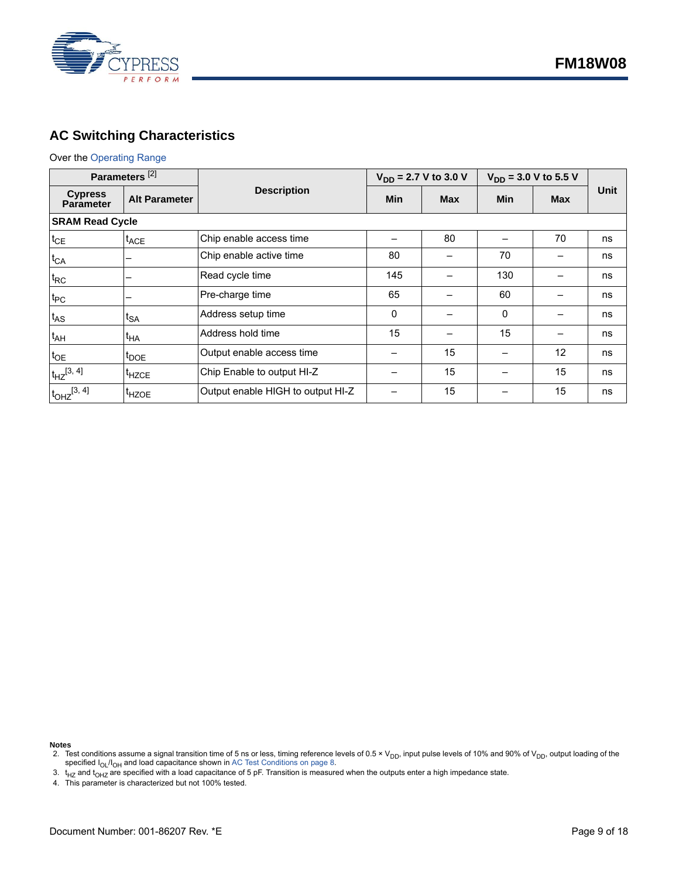## AC Switching Characteristics

Over the Operating Range

| Parameters [2] | | Description | $V_{DD}$ = 2.7 V to 3.0 V | | $V_{DD}$ = 3.0 V to 5.5 V | | Unit |
|---|---|---|---|---|---|---|---|
| Cypress Parameter | Alt Parameter | | Min | Max | Min | Max | |
| **SRAM Read Cycle** | | | | | | | |
| $t_{CE}$ | $t_{ACE}$ | Chip enable access time | – | 80 | – | 70 | ns |
| $t_{CA}$ | – | Chip enable active time | 80 | – | 70 | – | ns |
| $t_{RC}$ | – | Read cycle time | 145 | – | 130 | – | ns |
| $t_{PC}$ | – | Pre-charge time | 65 | – | 60 | – | ns |
| $t_{AS}$ | $t_{SA}$ | Address setup time | 0 | – | 0 | – | ns |
| $t_{AH}$ | $t_{HA}$ | Address hold time | 15 | – | 15 | – | ns |
| $t_{OE}$ | $t_{DOE}$ | Output enable access time | – | 15 | – | 12 | ns |
| $t_{HZ}$ [3, 4] | $t_{HZCE}$ | Chip Enable to output HI-Z | – | 15 | – | 15 | ns |
| $t_{OHZ}$ [3, 4] | $t_{HZOE}$ | Output enable HIGH to output HI-Z | – | 15 | – | 15 | ns |

**Notes**

2. Test conditions assume a signal transition time of 5 ns or less, timing reference levels of 0.5 × $V_{DD}$, input pulse levels of 10% and 90% of $V_{DD}$, output loading of the specified $I_{OL}/I_{OH}$ and load capacitance shown in AC Test Conditions on page 8.
3. $t_{HZ}$ and $t_{OHZ}$ are specified with a load capacitance of 5 pF. Transition is measured when the outputs enter a high impedance state.
4. This parameter is characterized but not 100% tested.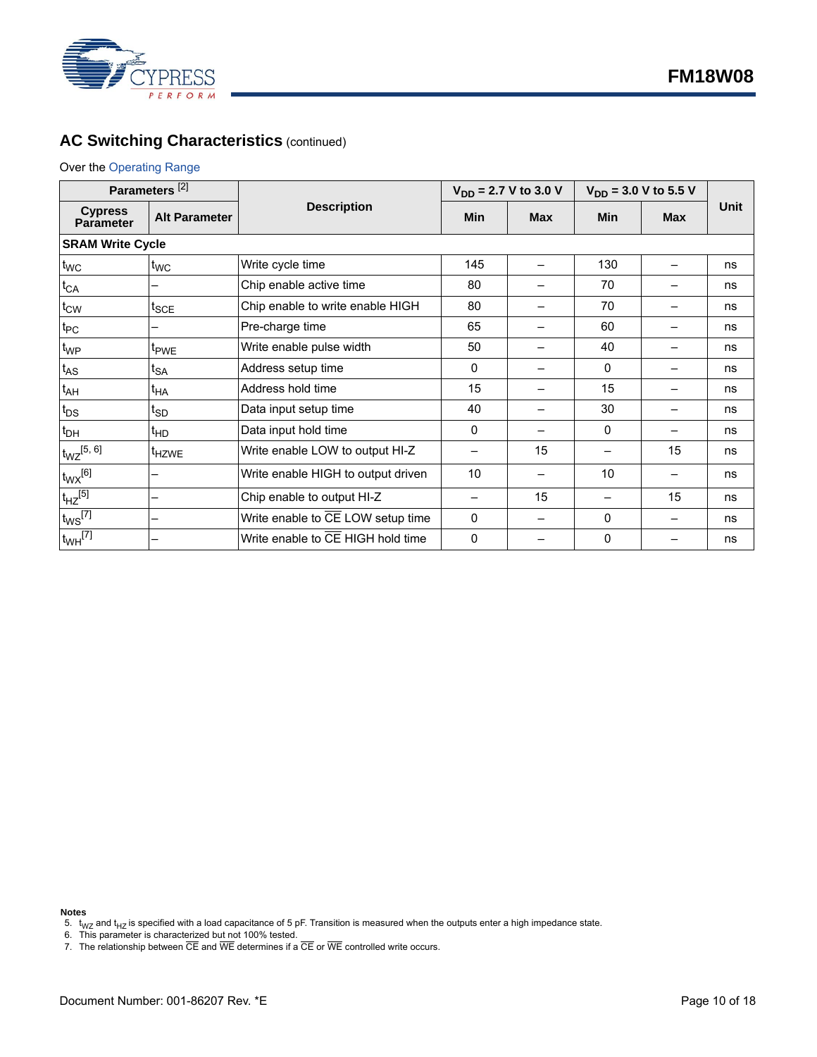## AC Switching Characteristics (continued)

Over the Operating Range

| Parameters [2] | | Description | $V_{DD}$ = 2.7 V to 3.0 V | | $V_{DD}$ = 3.0 V to 5.5 V | | Unit |
|---|---|---|---|---|---|---|---|
| Cypress Parameter | Alt Parameter | | Min | Max | Min | Max | |
| **SRAM Write Cycle** | | | | | | | |
| $t_{WC}$ | $t_{WC}$ | Write cycle time | 145 | – | 130 | – | ns |
| $t_{CA}$ | – | Chip enable active time | 80 | – | 70 | – | ns |
| $t_{CW}$ | $t_{SCE}$ | Chip enable to write enable HIGH | 80 | – | 70 | – | ns |
| $t_{PC}$ | – | Pre-charge time | 65 | – | 60 | – | ns |
| $t_{WP}$ | $t_{PWE}$ | Write enable pulse width | 50 | – | 40 | – | ns |
| $t_{AS}$ | $t_{SA}$ | Address setup time | 0 | – | 0 | – | ns |
| $t_{AH}$ | $t_{HA}$ | Address hold time | 15 | – | 15 | – | ns |
| $t_{DS}$ | $t_{SD}$ | Data input setup time | 40 | – | 30 | – | ns |
| $t_{DH}$ | $t_{HD}$ | Data input hold time | 0 | – | 0 | – | ns |
| $t_{WZ}$ [5, 6] | $t_{HZWE}$ | Write enable LOW to output HI-Z | – | 15 | – | 15 | ns |
| $t_{WX}$ [6] | – | Write enable HIGH to output driven | 10 | – | 10 | – | ns |
| $t_{HZ}$ [5] | – | Chip enable to output HI-Z | – | 15 | – | 15 | ns |
| $t_{WS}$ [7] | – | Write enable to $\overline{CE}$ LOW setup time | 0 | – | 0 | – | ns |
| $t_{WH}$ [7] | – | Write enable to $\overline{CE}$ HIGH hold time | 0 | – | 0 | – | ns |

**Notes**

5. $t_{WZ}$ and $t_{HZ}$ is specified with a load capacitance of 5 pF. Transition is measured when the outputs enter a high impedance state.
6. This parameter is characterized but not 100% tested.
7. The relationship between $\overline{CE}$ and $\overline{WE}$ determines if a $\overline{CE}$ or $\overline{WE}$ controlled write occurs.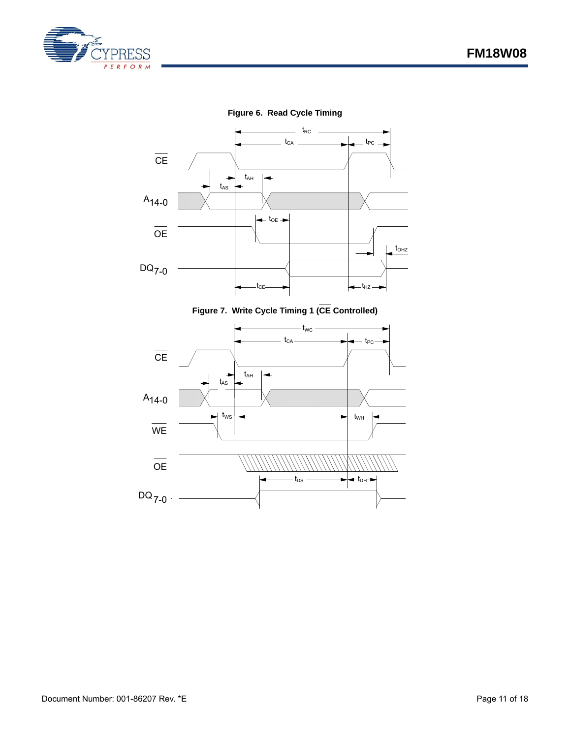**Figure 6. Read Cycle Timing**

**Figure 7. Write Cycle Timing 1 (CE Controlled)**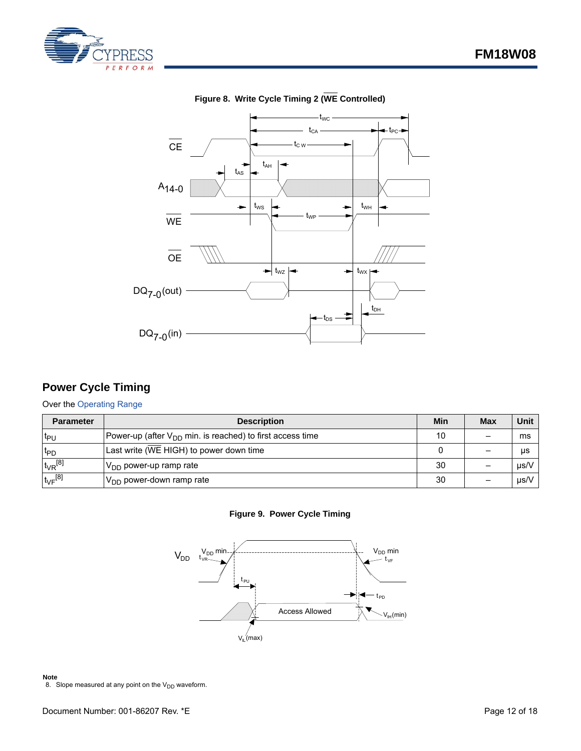**Figure 8. Write Cycle Timing 2 ($\overline{WE}$ Controlled)**

## Power Cycle Timing

Over the Operating Range

| Parameter | Description | Min | Max | Unit |
|---|---|---|---|---|
| $t_{PU}$ | Power-up (after $V_{DD}$ min. is reached) to first access time | 10 | – | ms |
| $t_{PD}$ | Last write ($\overline{WE}$ HIGH) to power down time | 0 | – | µs |
| $t_{VR}$[8] | $V_{DD}$ power-up ramp rate | 30 | – | µs/V |
| $t_{VF}$[8] | $V_{DD}$ power-down ramp rate | 30 | – | µs/V |

**Figure 9. Power Cycle Timing**

**Note**

8. Slope measured at any point on the $V_{DD}$ waveform.

Document Number: 001-86207 Rev. *E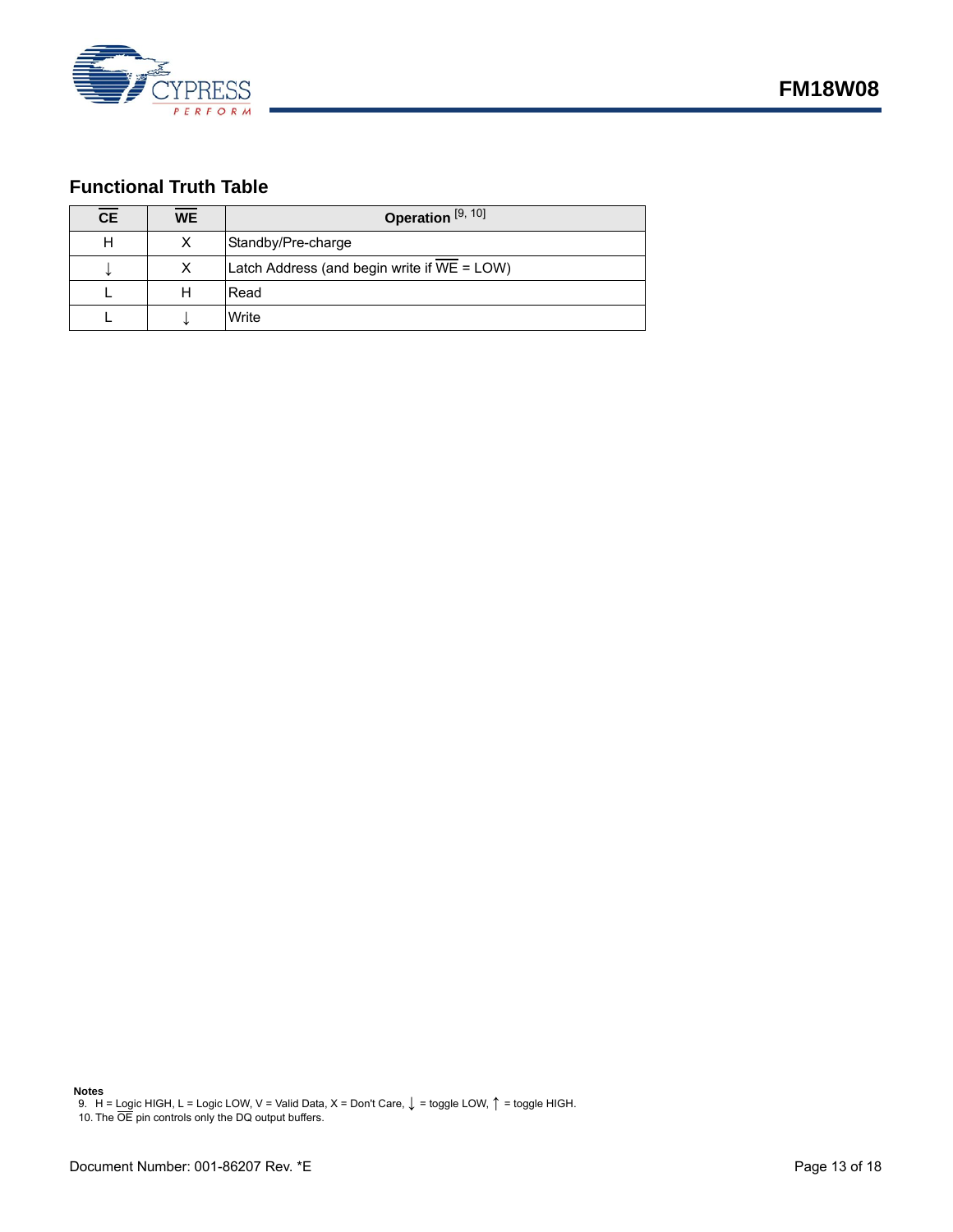## Functional Truth Table

| CE | WE | Operation [9, 10] |
|---|---|---|
| H | X | Standby/Pre-charge |
| ↓ | X | Latch Address (and begin write if WE = LOW) |
| L | H | Read |
| L | ↓ | Write |

**Notes**

9. H = Logic HIGH, L = Logic LOW, V = Valid Data, X = Don't Care, ↓ = toggle LOW, ↑ = toggle HIGH.
10. The OE pin controls only the DQ output buffers.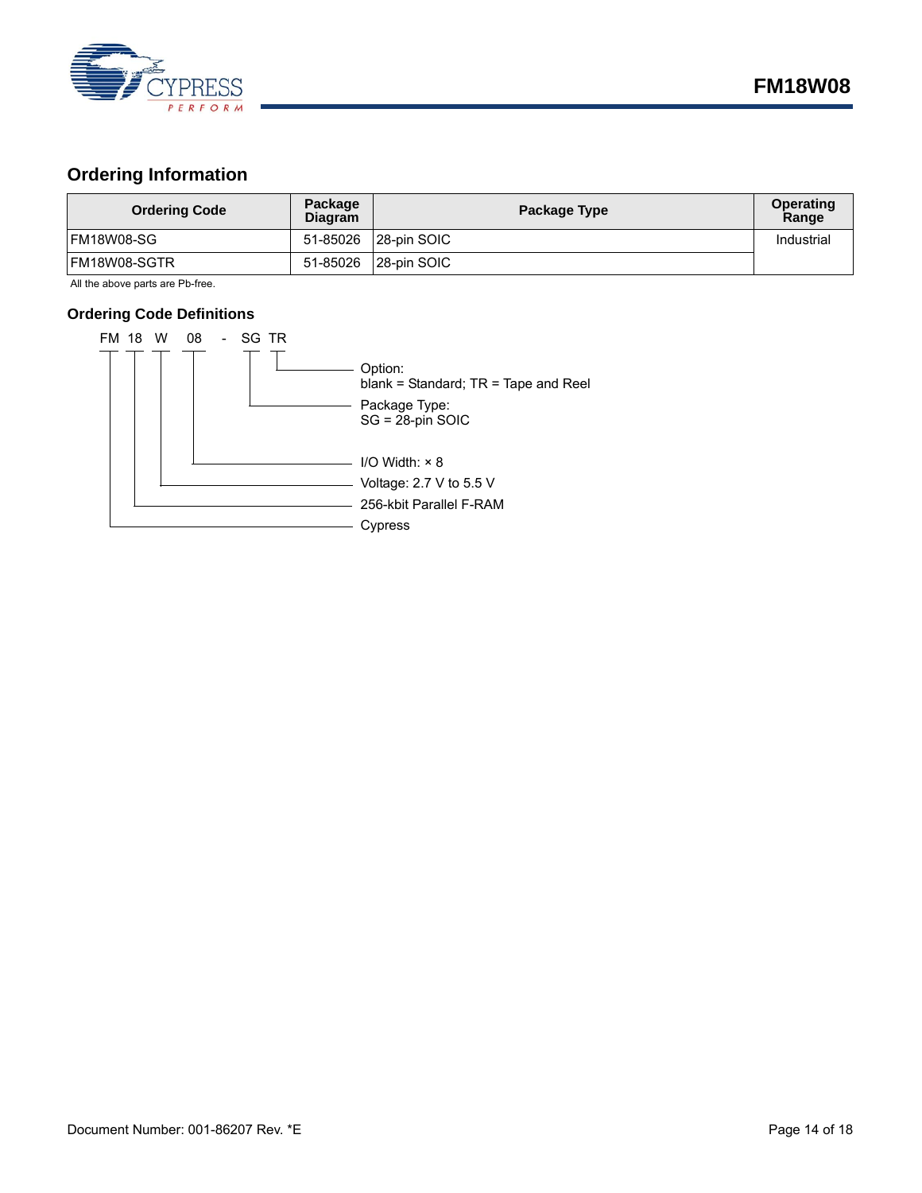## Ordering Information

| Ordering Code | Package Diagram | Package Type | Operating Range |
|---|---|---|---|
| FM18W08-SG | 51-85026 | 28-pin SOIC | Industrial |
| FM18W08-SGTR | 51-85026 | 28-pin SOIC | |

All the above parts are Pb-free.

### Ordering Code Definitions

```
FM  18  W   08  -  SG  TR
```

- TR — Option: blank = Standard; TR = Tape and Reel
- SG — Package Type: SG = 28-pin SOIC
- 08 — I/O Width: × 8
- W — Voltage: 2.7 V to 5.5 V
- 18 — 256-kbit Parallel F-RAM
- FM — Cypress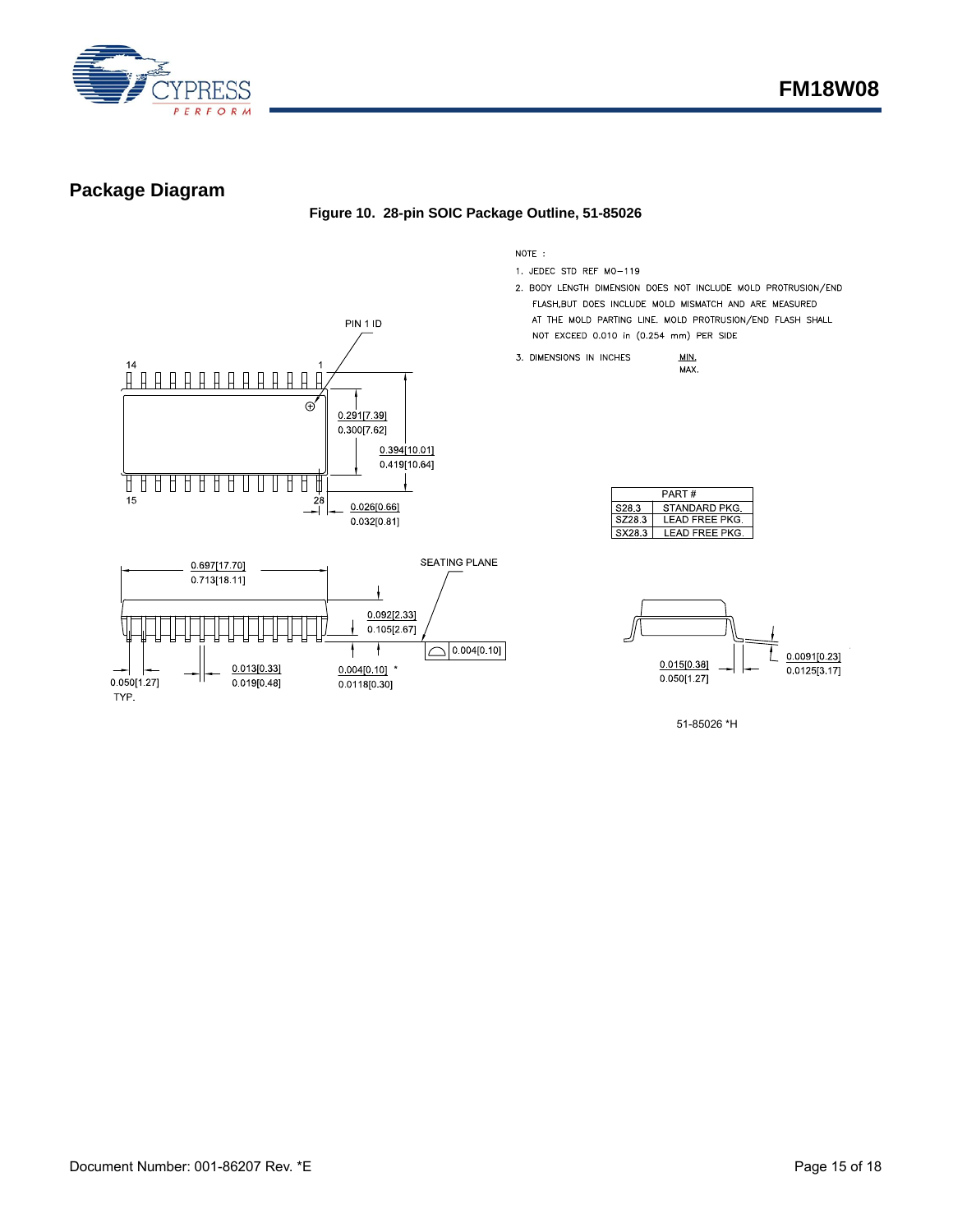## Package Diagram

**Figure 10. 28-pin SOIC Package Outline, 51-85026**

NOTE :

1. JEDEC STD REF MO-119
2. BODY LENGTH DIMENSION DOES NOT INCLUDE MOLD PROTRUSION/END FLASH,BUT DOES INCLUDE MOLD MISMATCH AND ARE MEASURED AT THE MOLD PARTING LINE. MOLD PROTRUSION/END FLASH SHALL NOT EXCEED 0.010 in (0.254 mm) PER SIDE
3. DIMENSIONS IN INCHES MIN. / MAX.

| PART # | |
|---|---|
| S28.3 | STANDARD PKG. |
| SZ28.3 | LEAD FREE PKG. |
| SX28.3 | LEAD FREE PKG. |

PIN 1 ID

14, 1, 15, 28

0.291[7.39] / 0.300[7.62]

0.394[10.01] / 0.419[10.64]

0.026[0.66] / 0.032[0.81]

0.697[17.70] / 0.713[18.11]

SEATING PLANE

0.092[2.33] / 0.105[2.67]

0.004[0.10]

0.050[1.27] TYP.

0.013[0.33] / 0.019[0.48]

0.004[0.10] * / 0.0118[0.30]

0.015[0.38] / 0.050[1.27]

0.0091[0.23] / 0.0125[3.17]

51-85026 *H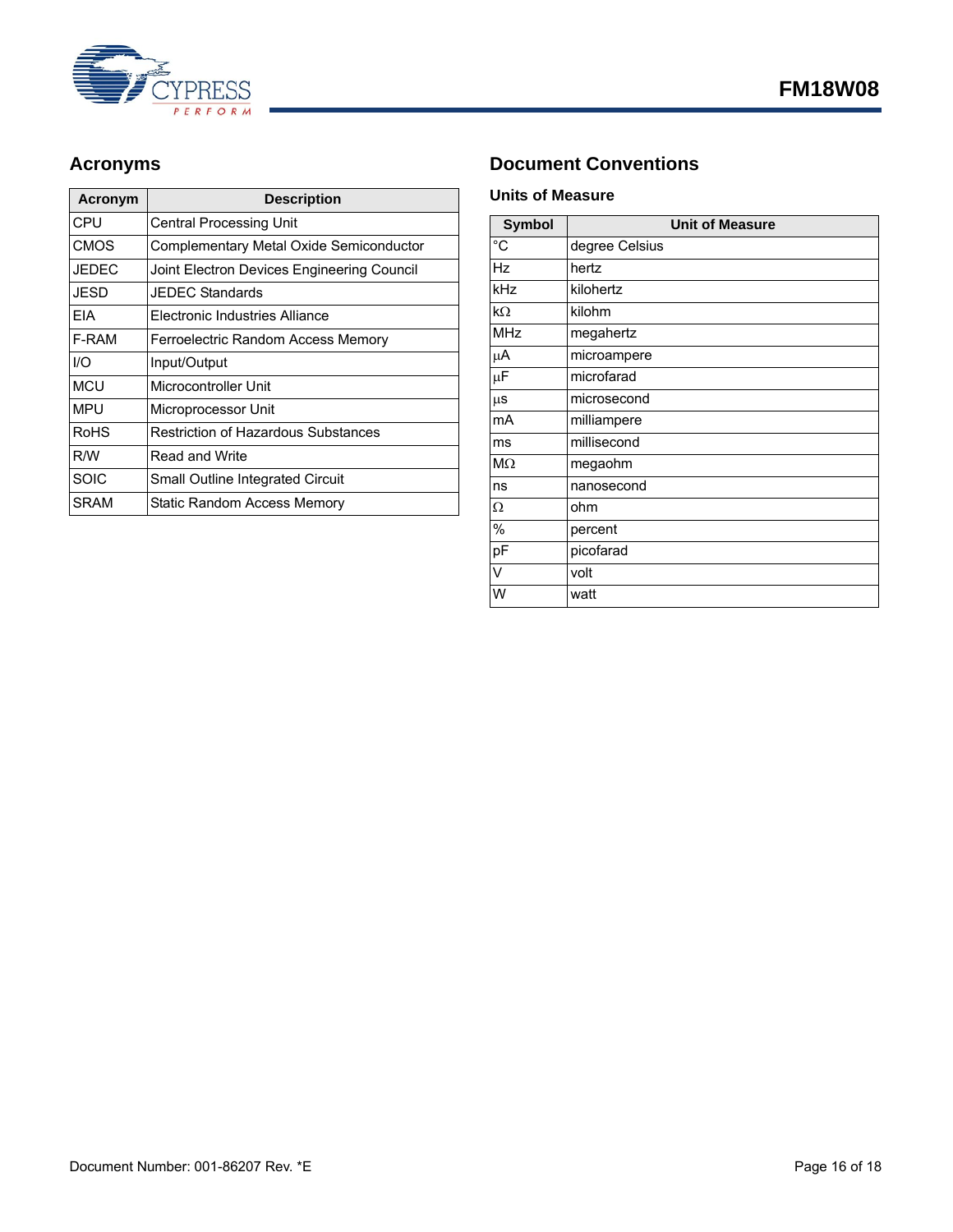## Acronyms

| Acronym | Description |
|---|---|
| CPU | Central Processing Unit |
| CMOS | Complementary Metal Oxide Semiconductor |
| JEDEC | Joint Electron Devices Engineering Council |
| JESD | JEDEC Standards |
| EIA | Electronic Industries Alliance |
| F-RAM | Ferroelectric Random Access Memory |
| I/O | Input/Output |
| MCU | Microcontroller Unit |
| MPU | Microprocessor Unit |
| RoHS | Restriction of Hazardous Substances |
| R/W | Read and Write |
| SOIC | Small Outline Integrated Circuit |
| SRAM | Static Random Access Memory |

## Document Conventions

### Units of Measure

| Symbol | Unit of Measure |
|---|---|
| °C | degree Celsius |
| Hz | hertz |
| kHz | kilohertz |
| kΩ | kilohm |
| MHz | megahertz |
| µA | microampere |
| µF | microfarad |
| µs | microsecond |
| mA | milliampere |
| ms | millisecond |
| MΩ | megaohm |
| ns | nanosecond |
| Ω | ohm |
| % | percent |
| pF | picofarad |
| V | volt |
| W | watt |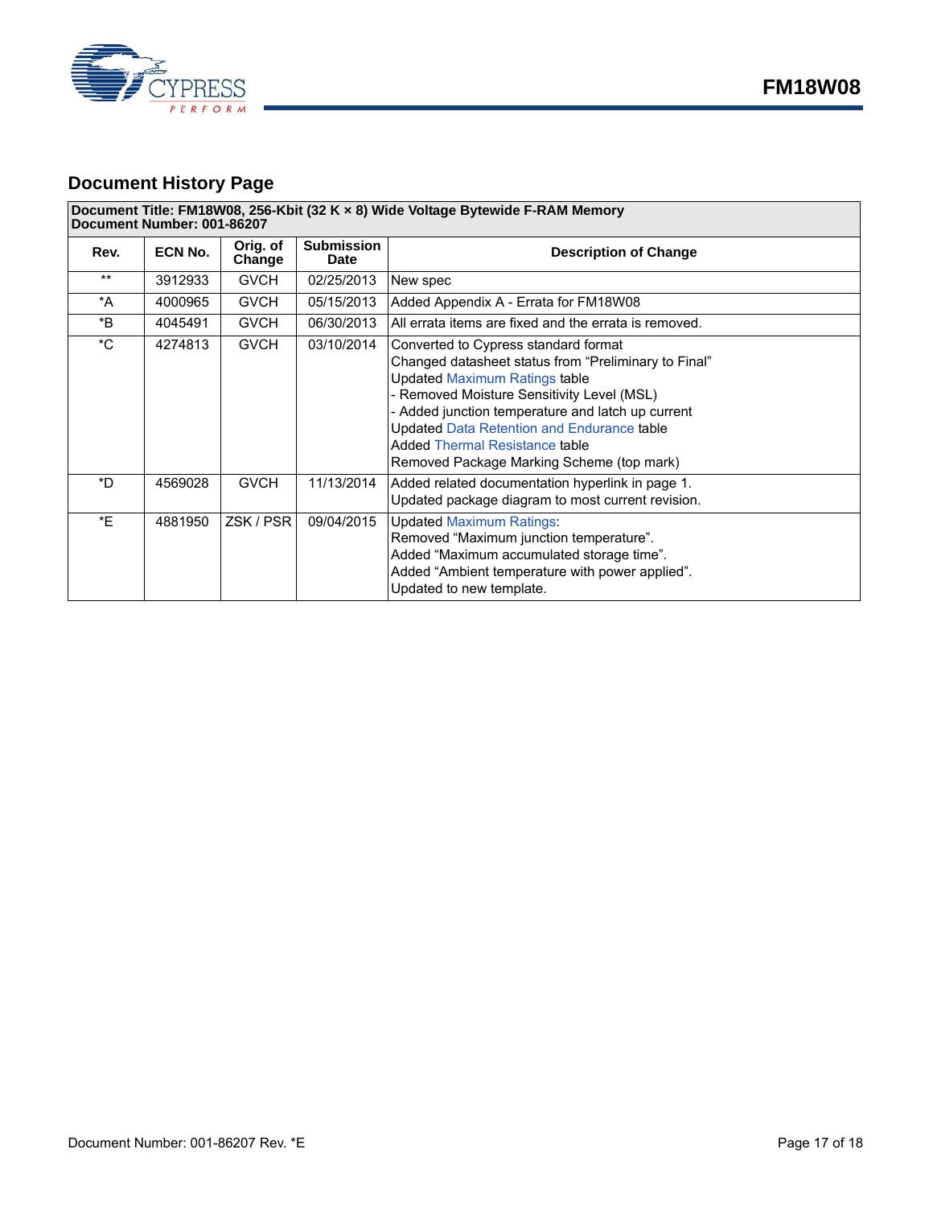## Document History Page

| Document Title: FM18W08, 256-Kbit (32 K × 8) Wide Voltage Bytewide F-RAM Memory<br>Document Number: 001-86207 | | | | |
|---|---|---|---|---|
| **Rev.** | **ECN No.** | **Orig. of Change** | **Submission Date** | **Description of Change** |
| ** | 3912933 | GVCH | 02/25/2013 | New spec |
| *A | 4000965 | GVCH | 05/15/2013 | Added Appendix A - Errata for FM18W08 |
| *B | 4045491 | GVCH | 06/30/2013 | All errata items are fixed and the errata is removed. |
| *C | 4274813 | GVCH | 03/10/2014 | Converted to Cypress standard format<br>Changed datasheet status from "Preliminary to Final"<br>Updated Maximum Ratings table<br>- Removed Moisture Sensitivity Level (MSL)<br>- Added junction temperature and latch up current<br>Updated Data Retention and Endurance table<br>Added Thermal Resistance table<br>Removed Package Marking Scheme (top mark) |
| *D | 4569028 | GVCH | 11/13/2014 | Added related documentation hyperlink in page 1.<br>Updated package diagram to most current revision. |
| *E | 4881950 | ZSK / PSR | 09/04/2015 | Updated Maximum Ratings:<br>Removed "Maximum junction temperature".<br>Added "Maximum accumulated storage time".<br>Added "Ambient temperature with power applied".<br>Updated to new template. |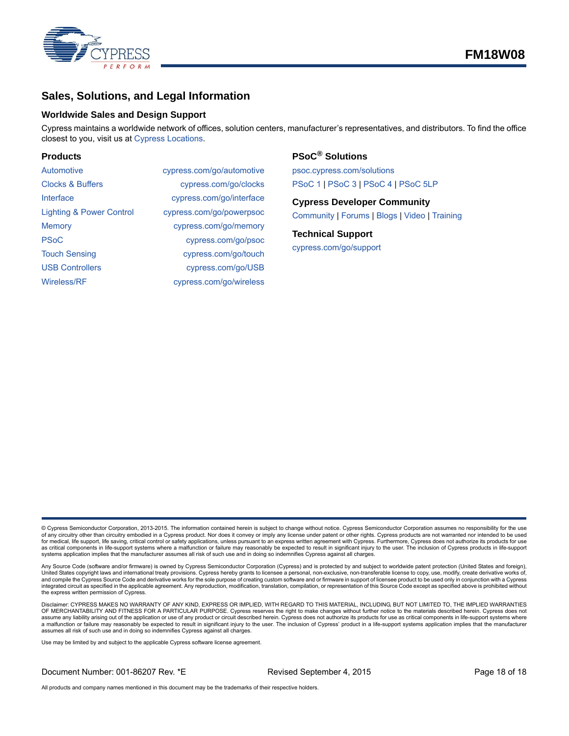## Sales, Solutions, and Legal Information

### Worldwide Sales and Design Support

Cypress maintains a worldwide network of offices, solution centers, manufacturer's representatives, and distributors. To find the office closest to you, visit us at Cypress Locations.

### Products

| | |
|---|---|
| Automotive | cypress.com/go/automotive |
| Clocks & Buffers | cypress.com/go/clocks |
| Interface | cypress.com/go/interface |
| Lighting & Power Control | cypress.com/go/powerpsoc |
| Memory | cypress.com/go/memory |
| PSoC | cypress.com/go/psoc |
| Touch Sensing | cypress.com/go/touch |
| USB Controllers | cypress.com/go/USB |
| Wireless/RF | cypress.com/go/wireless |

### PSoC® Solutions

psoc.cypress.com/solutions

PSoC 1 | PSoC 3 | PSoC 4 | PSoC 5LP

### Cypress Developer Community

Community | Forums | Blogs | Video | Training

### Technical Support

cypress.com/go/support

---

© Cypress Semiconductor Corporation, 2013-2015. The information contained herein is subject to change without notice. Cypress Semiconductor Corporation assumes no responsibility for the use of any circuitry other than circuitry embodied in a Cypress product. Nor does it convey or imply any license under patent or other rights. Cypress products are not warranted nor intended to be used for medical, life support, life saving, critical control or safety applications, unless pursuant to an express written agreement with Cypress. Furthermore, Cypress does not authorize its products for use as critical components in life-support systems where a malfunction or failure may reasonably be expected to result in significant injury to the user. The inclusion of Cypress products in life-support systems application implies that the manufacturer assumes all risk of such use and in doing so indemnifies Cypress against all charges.

Any Source Code (software and/or firmware) is owned by Cypress Semiconductor Corporation (Cypress) and is protected by and subject to worldwide patent protection (United States and foreign), United States copyright laws and international treaty provisions. Cypress hereby grants to licensee a personal, non-exclusive, non-transferable license to copy, use, modify, create derivative works of, and compile the Cypress Source Code and derivative works for the sole purpose of creating custom software and or firmware in support of licensee product to be used only in conjunction with a Cypress integrated circuit as specified in the applicable agreement. Any reproduction, modification, translation, compilation, or representation of this Source Code except as specified above is prohibited without the express written permission of Cypress.

Disclaimer: CYPRESS MAKES NO WARRANTY OF ANY KIND, EXPRESS OR IMPLIED, WITH REGARD TO THIS MATERIAL, INCLUDING, BUT NOT LIMITED TO, THE IMPLIED WARRANTIES OF MERCHANTABILITY AND FITNESS FOR A PARTICULAR PURPOSE. Cypress reserves the right to make changes without further notice to the materials described herein. Cypress does not assume any liability arising out of the application or use of any product or circuit described herein. Cypress does not authorize its products for use as critical components in life-support systems where a malfunction or failure may reasonably be expected to result in significant injury to the user. The inclusion of Cypress' product in a life-support systems application implies that the manufacturer assumes all risk of such use and in doing so indemnifies Cypress against all charges.

Use may be limited by and subject to the applicable Cypress software license agreement.

Document Number: 001-86207 Rev. *E Revised September 4, 2015

All products and company names mentioned in this document may be the trademarks of their respective holders.